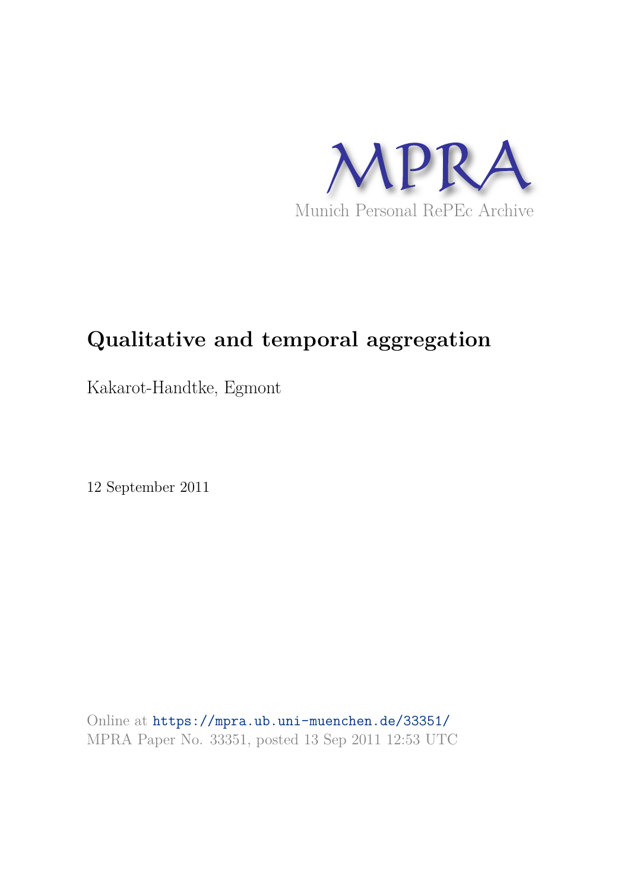MPRA

Munich Personal RePEc Archive

# Qualitative and temporal aggregation

Kakarot-Handtke, Egmont

12 September 2011

Online at https://mpra.ub.uni-muenchen.de/33351/
MPRA Paper No. 33351, posted 13 Sep 2011 12:53 UTC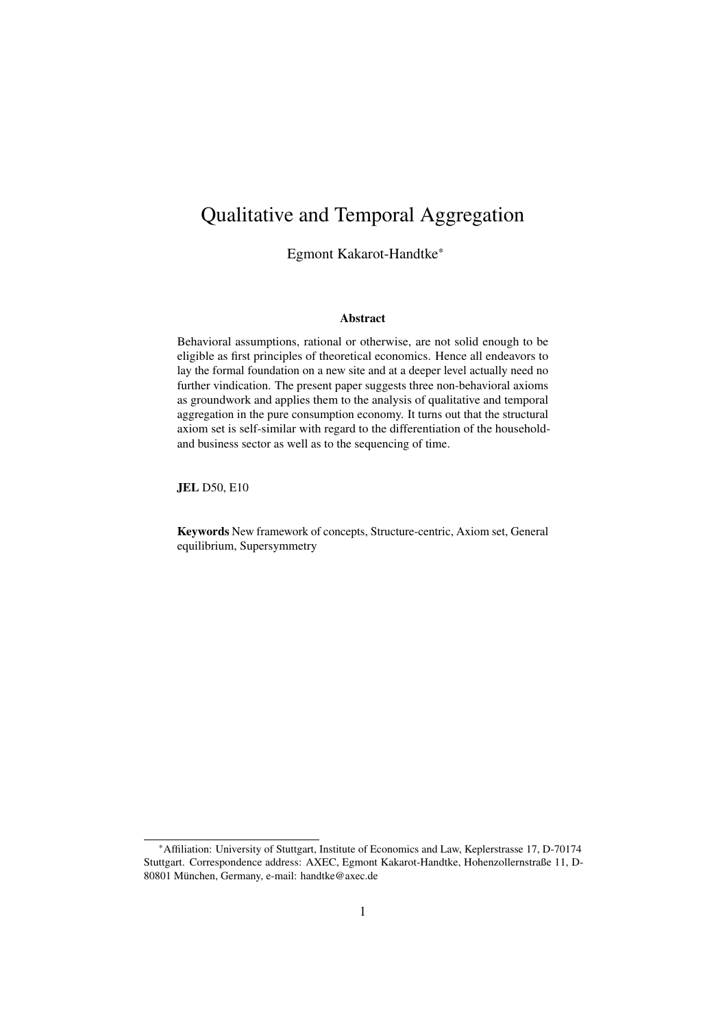# Qualitative and Temporal Aggregation

Egmont Kakarot-Handtke*

### Abstract

Behavioral assumptions, rational or otherwise, are not solid enough to be eligible as first principles of theoretical economics. Hence all endeavors to lay the formal foundation on a new site and at a deeper level actually need no further vindication. The present paper suggests three non-behavioral axioms as groundwork and applies them to the analysis of qualitative and temporal aggregation in the pure consumption economy. It turns out that the structural axiom set is self-similar with regard to the differentiation of the household- and business sector as well as to the sequencing of time.

**JEL** D50, E10

**Keywords** New framework of concepts, Structure-centric, Axiom set, General equilibrium, Supersymmetry

---

*Affiliation: University of Stuttgart, Institute of Economics and Law, Keplerstrasse 17, D-70174 Stuttgart. Correspondence address: AXEC, Egmont Kakarot-Handtke, Hohenzollernstraße 11, D-80801 München, Germany, e-mail: handtke@axec.de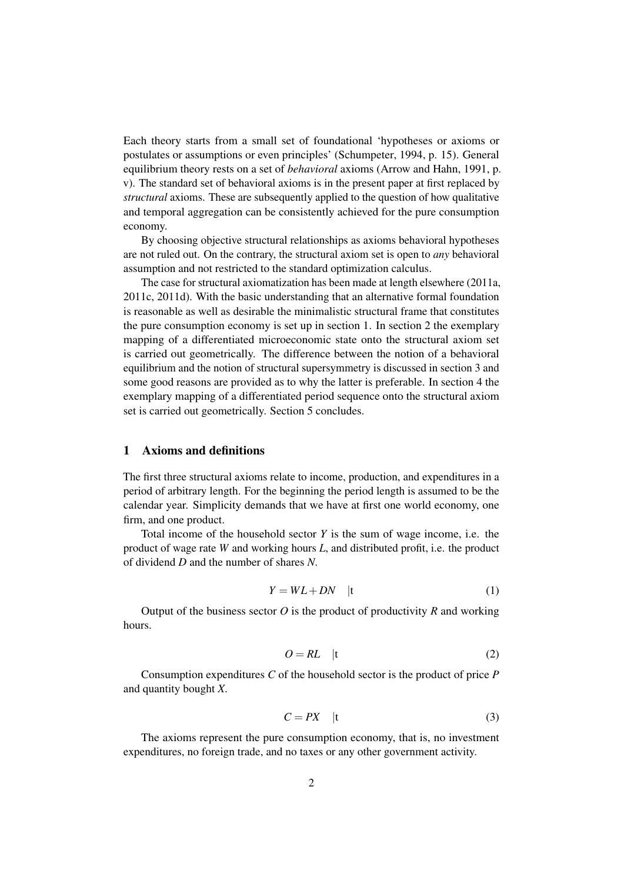Each theory starts from a small set of foundational 'hypotheses or axioms or postulates or assumptions or even principles' (Schumpeter, 1994, p. 15). General equilibrium theory rests on a set of *behavioral* axioms (Arrow and Hahn, 1991, p. v). The standard set of behavioral axioms is in the present paper at first replaced by *structural* axioms. These are subsequently applied to the question of how qualitative and temporal aggregation can be consistently achieved for the pure consumption economy.

By choosing objective structural relationships as axioms behavioral hypotheses are not ruled out. On the contrary, the structural axiom set is open to *any* behavioral assumption and not restricted to the standard optimization calculus.

The case for structural axiomatization has been made at length elsewhere (2011a, 2011c, 2011d). With the basic understanding that an alternative formal foundation is reasonable as well as desirable the minimalistic structural frame that constitutes the pure consumption economy is set up in section 1. In section 2 the exemplary mapping of a differentiated microeconomic state onto the structural axiom set is carried out geometrically. The difference between the notion of a behavioral equilibrium and the notion of structural supersymmetry is discussed in section 3 and some good reasons are provided as to why the latter is preferable. In section 4 the exemplary mapping of a differentiated period sequence onto the structural axiom set is carried out geometrically. Section 5 concludes.

## 1 Axioms and definitions

The first three structural axioms relate to income, production, and expenditures in a period of arbitrary length. For the beginning the period length is assumed to be the calendar year. Simplicity demands that we have at first one world economy, one firm, and one product.

Total income of the household sector $Y$ is the sum of wage income, i.e. the product of wage rate $W$ and working hours $L$, and distributed profit, i.e. the product of dividend $D$ and the number of shares $N$.

$$Y = WL + DN \quad |t \tag{1}$$

Output of the business sector $O$ is the product of productivity $R$ and working hours.

$$O = RL \quad |t \tag{2}$$

Consumption expenditures $C$ of the household sector is the product of price $P$ and quantity bought $X$.

$$C = PX \quad |t \tag{3}$$

The axioms represent the pure consumption economy, that is, no investment expenditures, no foreign trade, and no taxes or any other government activity.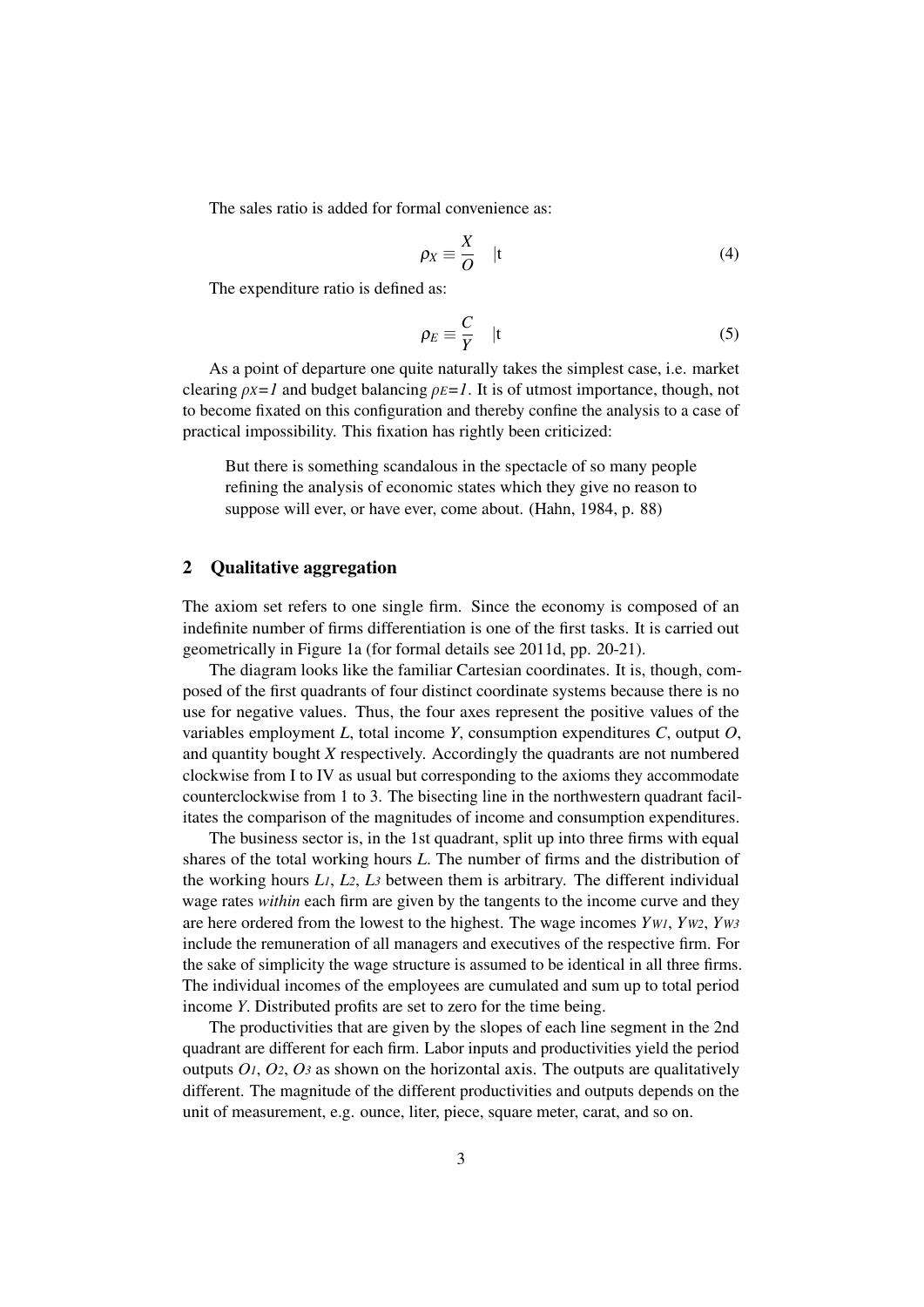The sales ratio is added for formal convenience as:

$$\rho_X \equiv \frac{X}{O} \quad |t \tag{4}$$

The expenditure ratio is defined as:

$$\rho_E \equiv \frac{C}{Y} \quad |t \tag{5}$$

As a point of departure one quite naturally takes the simplest case, i.e. market clearing $\rho_X=1$ and budget balancing $\rho_E=1$. It is of utmost importance, though, not to become fixated on this configuration and thereby confine the analysis to a case of practical impossibility. This fixation has rightly been criticized:

> But there is something scandalous in the spectacle of so many people refining the analysis of economic states which they give no reason to suppose will ever, or have ever, come about. (Hahn, 1984, p. 88)

## 2 Qualitative aggregation

The axiom set refers to one single firm. Since the economy is composed of an indefinite number of firms differentiation is one of the first tasks. It is carried out geometrically in Figure 1a (for formal details see 2011d, pp. 20-21).

The diagram looks like the familiar Cartesian coordinates. It is, though, composed of the first quadrants of four distinct coordinate systems because there is no use for negative values. Thus, the four axes represent the positive values of the variables employment $L$, total income $Y$, consumption expenditures $C$, output $O$, and quantity bought $X$ respectively. Accordingly the quadrants are not numbered clockwise from I to IV as usual but corresponding to the axioms they accommodate counterclockwise from 1 to 3. The bisecting line in the northwestern quadrant facilitates the comparison of the magnitudes of income and consumption expenditures.

The business sector is, in the 1st quadrant, split up into three firms with equal shares of the total working hours $L$. The number of firms and the distribution of the working hours $L_1$, $L_2$, $L_3$ between them is arbitrary. The different individual wage rates *within* each firm are given by the tangents to the income curve and they are here ordered from the lowest to the highest. The wage incomes $Y_{W1}$, $Y_{W2}$, $Y_{W3}$ include the remuneration of all managers and executives of the respective firm. For the sake of simplicity the wage structure is assumed to be identical in all three firms. The individual incomes of the employees are cumulated and sum up to total period income $Y$. Distributed profits are set to zero for the time being.

The productivities that are given by the slopes of each line segment in the 2nd quadrant are different for each firm. Labor inputs and productivities yield the period outputs $O_1$, $O_2$, $O_3$ as shown on the horizontal axis. The outputs are qualitatively different. The magnitude of the different productivities and outputs depends on the unit of measurement, e.g. ounce, liter, piece, square meter, carat, and so on.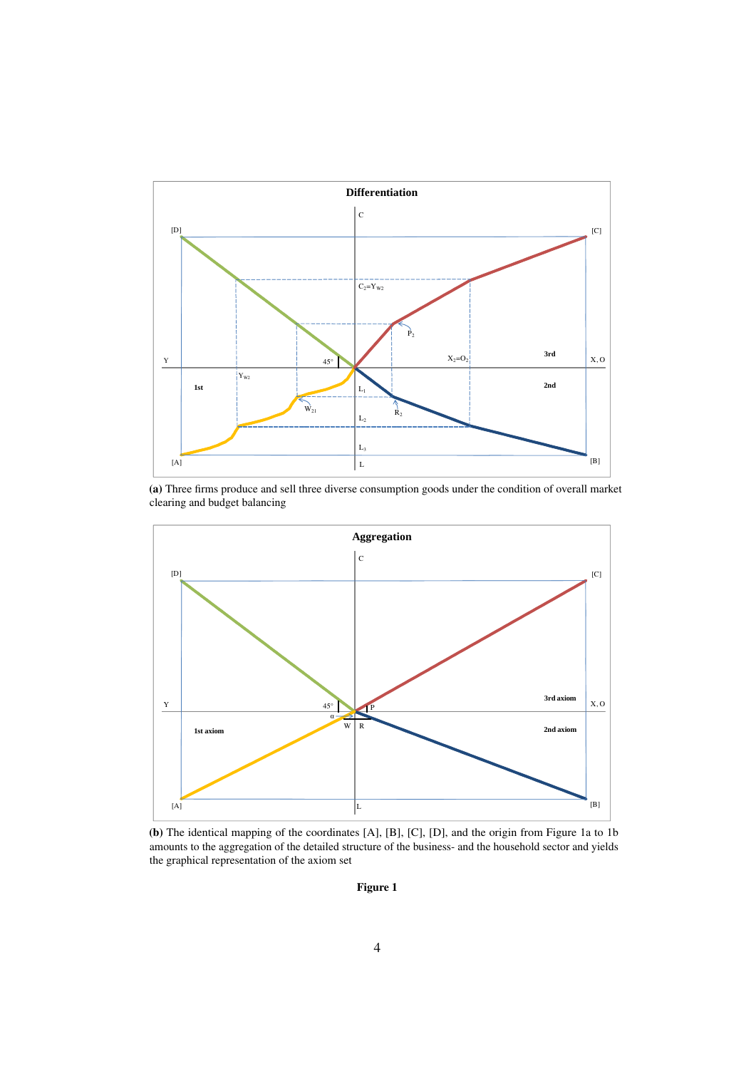**(a)** Three firms produce and sell three diverse consumption goods under the condition of overall market clearing and budget balancing

**(b)** The identical mapping of the coordinates [A], [B], [C], [D], and the origin from Figure 1a to 1b amounts to the aggregation of the detailed structure of the business- and the household sector and yields the graphical representation of the axiom set

**Figure 1**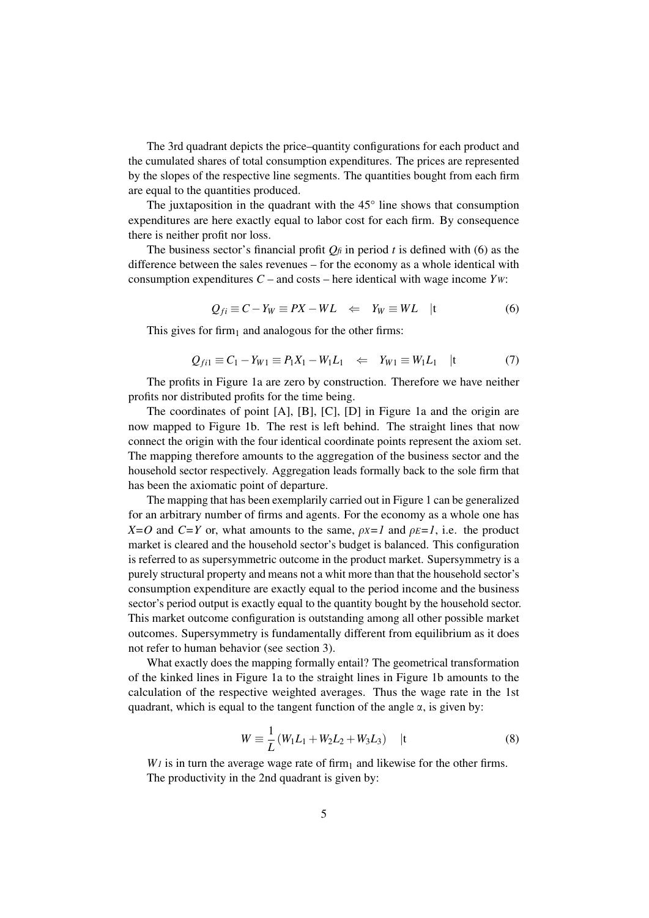The 3rd quadrant depicts the price–quantity configurations for each product and the cumulated shares of total consumption expenditures. The prices are represented by the slopes of the respective line segments. The quantities bought from each firm are equal to the quantities produced.

The juxtaposition in the quadrant with the 45° line shows that consumption expenditures are here exactly equal to labor cost for each firm. By consequence there is neither profit nor loss.

The business sector's financial profit $Q_{fi}$ in period $t$ is defined with (6) as the difference between the sales revenues – for the economy as a whole identical with consumption expenditures $C$ – and costs – here identical with wage income $Y_W$:

$$Q_{fi} \equiv C - Y_W \equiv PX - WL \quad \Leftarrow \quad Y_W \equiv WL \quad |t \tag{6}$$

This gives for firm$_1$ and analogous for the other firms:

$$Q_{fi1} \equiv C_1 - Y_{W1} \equiv P_1 X_1 - W_1 L_1 \quad \Leftarrow \quad Y_{W1} \equiv W_1 L_1 \quad |t \tag{7}$$

The profits in Figure 1a are zero by construction. Therefore we have neither profits nor distributed profits for the time being.

The coordinates of point [A], [B], [C], [D] in Figure 1a and the origin are now mapped to Figure 1b. The rest is left behind. The straight lines that now connect the origin with the four identical coordinate points represent the axiom set. The mapping therefore amounts to the aggregation of the business sector and the household sector respectively. Aggregation leads formally back to the sole firm that has been the axiomatic point of departure.

The mapping that has been exemplarily carried out in Figure 1 can be generalized for an arbitrary number of firms and agents. For the economy as a whole one has $X=O$ and $C=Y$ or, what amounts to the same, $\rho_X=1$ and $\rho_E=1$, i.e. the product market is cleared and the household sector's budget is balanced. This configuration is referred to as supersymmetric outcome in the product market. Supersymmetry is a purely structural property and means not a whit more than that the household sector's consumption expenditure are exactly equal to the period income and the business sector's period output is exactly equal to the quantity bought by the household sector. This market outcome configuration is outstanding among all other possible market outcomes. Supersymmetry is fundamentally different from equilibrium as it does not refer to human behavior (see section 3).

What exactly does the mapping formally entail? The geometrical transformation of the kinked lines in Figure 1a to the straight lines in Figure 1b amounts to the calculation of the respective weighted averages. Thus the wage rate in the 1st quadrant, which is equal to the tangent function of the angle α, is given by:

$$W \equiv \frac{1}{L}\left(W_1 L_1 + W_2 L_2 + W_3 L_3\right) \quad |t \tag{8}$$

$W_1$ is in turn the average wage rate of firm$_1$ and likewise for the other firms.

The productivity in the 2nd quadrant is given by: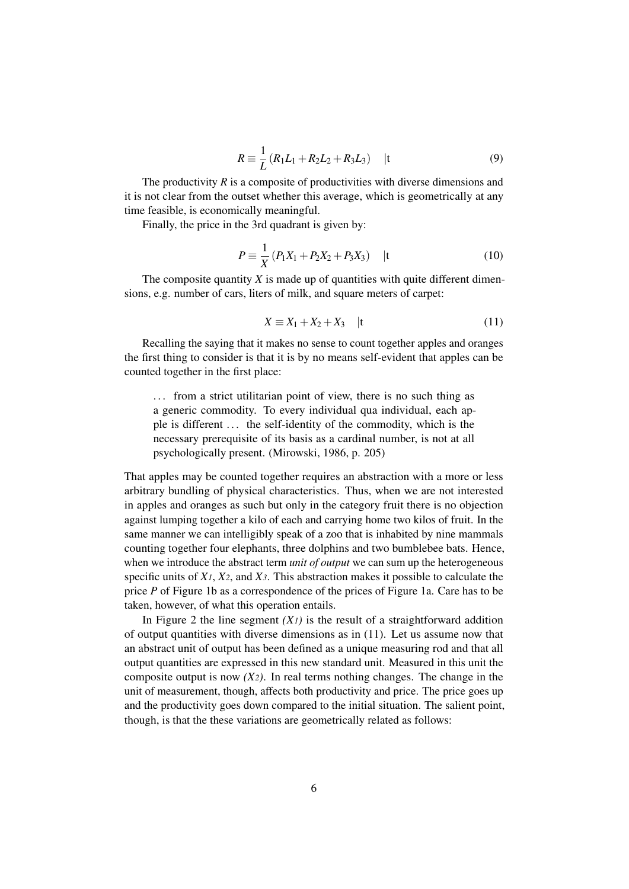$$R \equiv \frac{1}{L}\left(R_1 L_1 + R_2 L_2 + R_3 L_3\right) \quad |t \tag{9}$$

The productivity $R$ is a composite of productivities with diverse dimensions and it is not clear from the outset whether this average, which is geometrically at any time feasible, is economically meaningful.

Finally, the price in the 3rd quadrant is given by:

$$P \equiv \frac{1}{X}\left(P_1 X_1 + P_2 X_2 + P_3 X_3\right) \quad |t \tag{10}$$

The composite quantity $X$ is made up of quantities with quite different dimensions, e.g. number of cars, liters of milk, and square meters of carpet:

$$X \equiv X_1 + X_2 + X_3 \quad |t \tag{11}$$

Recalling the saying that it makes no sense to count together apples and oranges the first thing to consider is that it is by no means self-evident that apples can be counted together in the first place:

> ... from a strict utilitarian point of view, there is no such thing as a generic commodity. To every individual qua individual, each apple is different ... the self-identity of the commodity, which is the necessary prerequisite of its basis as a cardinal number, is not at all psychologically present. (Mirowski, 1986, p. 205)

That apples may be counted together requires an abstraction with a more or less arbitrary bundling of physical characteristics. Thus, when we are not interested in apples and oranges as such but only in the category fruit there is no objection against lumping together a kilo of each and carrying home two kilos of fruit. In the same manner we can intelligibly speak of a zoo that is inhabited by nine mammals counting together four elephants, three dolphins and two bumblebee bats. Hence, when we introduce the abstract term *unit of output* we can sum up the heterogeneous specific units of $X_1$, $X_2$, and $X_3$. This abstraction makes it possible to calculate the price $P$ of Figure 1b as a correspondence of the prices of Figure 1a. Care has to be taken, however, of what this operation entails.

In Figure 2 the line segment $(X_1)$ is the result of a straightforward addition of output quantities with diverse dimensions as in (11). Let us assume now that an abstract unit of output has been defined as a unique measuring rod and that all output quantities are expressed in this new standard unit. Measured in this unit the composite output is now $(X_2)$. In real terms nothing changes. The change in the unit of measurement, though, affects both productivity and price. The price goes up and the productivity goes down compared to the initial situation. The salient point, though, is that the these variations are geometrically related as follows: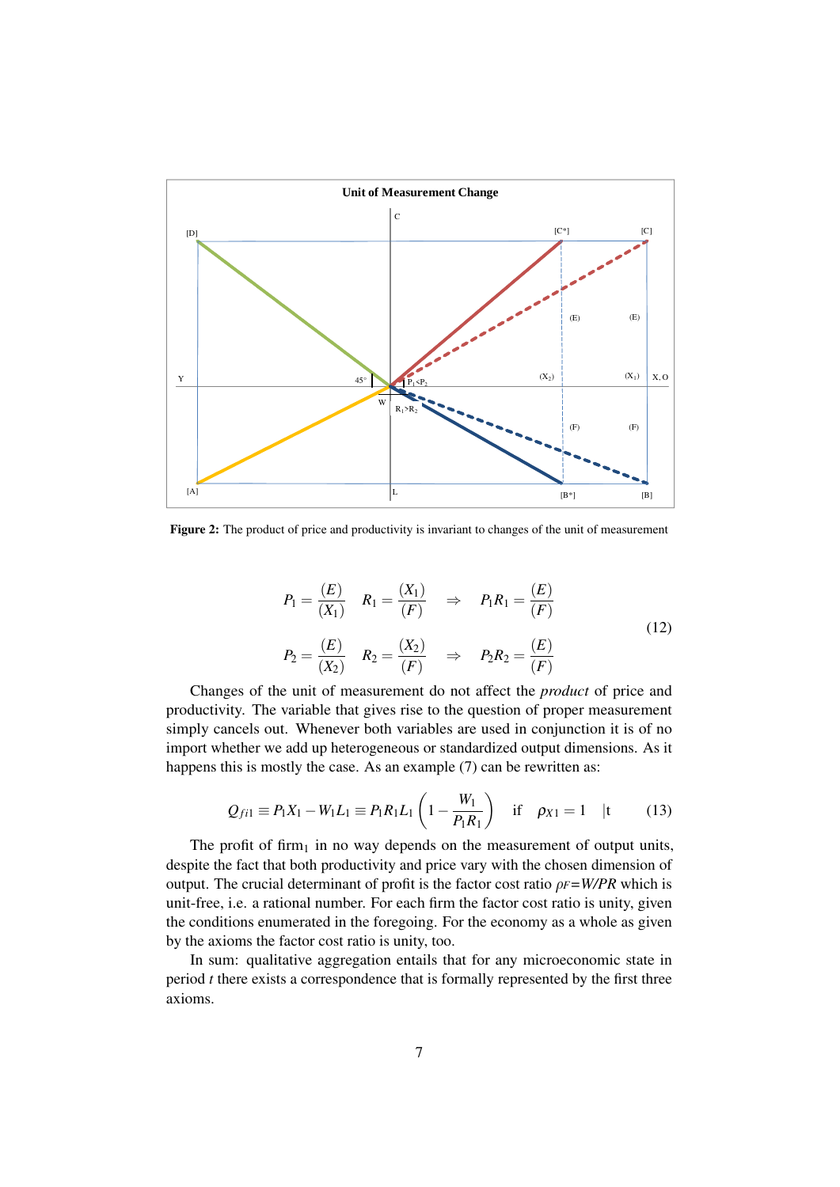Unit of Measurement Change

**Figure 2:** The product of price and productivity is invariant to changes of the unit of measurement

$$P_1 = \frac{(E)}{(X_1)} \quad R_1 = \frac{(X_1)}{(F)} \quad \Rightarrow \quad P_1 R_1 = \frac{(E)}{(F)}$$

$$P_2 = \frac{(E)}{(X_2)} \quad R_2 = \frac{(X_2)}{(F)} \quad \Rightarrow \quad P_2 R_2 = \frac{(E)}{(F)} \tag{12}$$

Changes of the unit of measurement do not affect the *product* of price and productivity. The variable that gives rise to the question of proper measurement simply cancels out. Whenever both variables are used in conjunction it is of no import whether we add up heterogeneous or standardized output dimensions. As it happens this is mostly the case. As an example (7) can be rewritten as:

$$Q_{fi1} \equiv P_1 X_1 - W_1 L_1 \equiv P_1 R_1 L_1 \left(1 - \frac{W_1}{P_1 R_1}\right) \quad \text{if} \quad \rho_{X1} = 1 \quad |t \tag{13}$$

The profit of $\text{firm}_1$ in no way depends on the measurement of output units, despite the fact that both productivity and price vary with the chosen dimension of output. The crucial determinant of profit is the factor cost ratio $\rho_F$=*W/PR* which is unit-free, i.e. a rational number. For each firm the factor cost ratio is unity, given the conditions enumerated in the foregoing. For the economy as a whole as given by the axioms the factor cost ratio is unity, too.

In sum: qualitative aggregation entails that for any microeconomic state in period *t* there exists a correspondence that is formally represented by the first three axioms.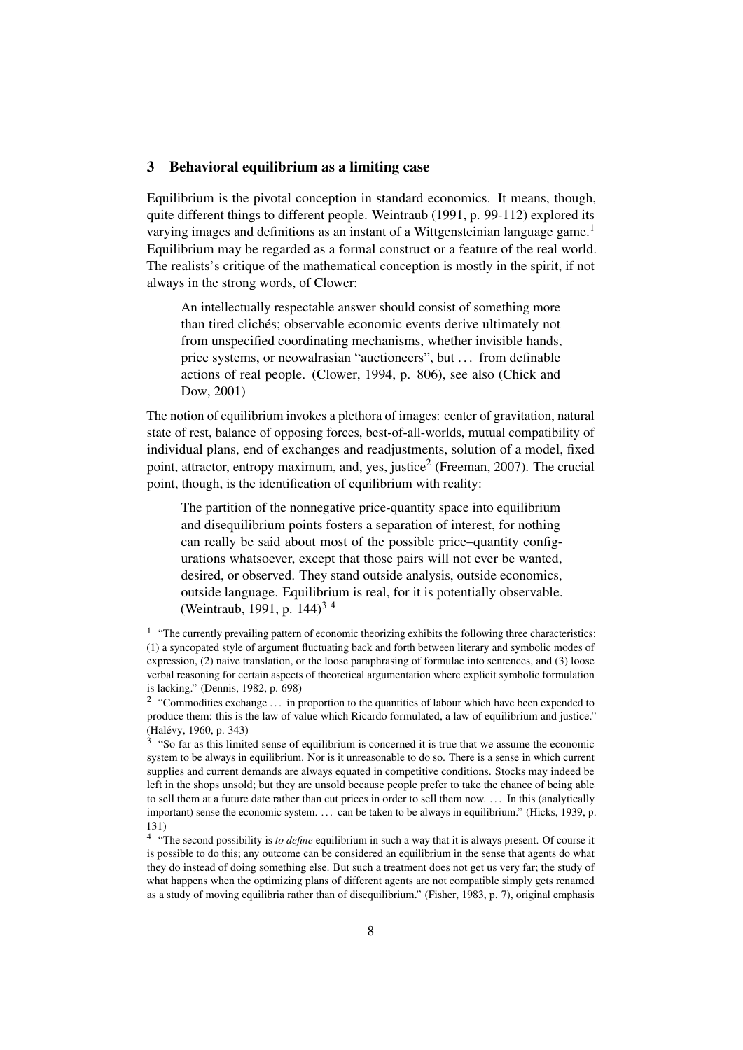## 3 Behavioral equilibrium as a limiting case

Equilibrium is the pivotal conception in standard economics. It means, though, quite different things to different people. Weintraub (1991, p. 99-112) explored its varying images and definitions as an instant of a Wittgensteinian language game.[1] Equilibrium may be regarded as a formal construct or a feature of the real world. The realists's critique of the mathematical conception is mostly in the spirit, if not always in the strong words, of Clower:

> An intellectually respectable answer should consist of something more than tired clichés; observable economic events derive ultimately not from unspecified coordinating mechanisms, whether invisible hands, price systems, or neowalrasian "auctioneers", but ... from definable actions of real people. (Clower, 1994, p. 806), see also (Chick and Dow, 2001)

The notion of equilibrium invokes a plethora of images: center of gravitation, natural state of rest, balance of opposing forces, best-of-all-worlds, mutual compatibility of individual plans, end of exchanges and readjustments, solution of a model, fixed point, attractor, entropy maximum, and, yes, justice[2] (Freeman, 2007). The crucial point, though, is the identification of equilibrium with reality:

> The partition of the nonnegative price-quantity space into equilibrium and disequilibrium points fosters a separation of interest, for nothing can really be said about most of the possible price–quantity configurations whatsoever, except that those pairs will not ever be wanted, desired, or observed. They stand outside analysis, outside economics, outside language. Equilibrium is real, for it is potentially observable. (Weintraub, 1991, p. 144)[3] [4]

---

[1] "The currently prevailing pattern of economic theorizing exhibits the following three characteristics: (1) a syncopated style of argument fluctuating back and forth between literary and symbolic modes of expression, (2) naive translation, or the loose paraphrasing of formulae into sentences, and (3) loose verbal reasoning for certain aspects of theoretical argumentation where explicit symbolic formulation is lacking." (Dennis, 1982, p. 698)

[2] "Commodities exchange ... in proportion to the quantities of labour which have been expended to produce them: this is the law of value which Ricardo formulated, a law of equilibrium and justice." (Halévy, 1960, p. 343)

[3] "So far as this limited sense of equilibrium is concerned it is true that we assume the economic system to be always in equilibrium. Nor is it unreasonable to do so. There is a sense in which current supplies and current demands are always equated in competitive conditions. Stocks may indeed be left in the shops unsold; but they are unsold because people prefer to take the chance of being able to sell them at a future date rather than cut prices in order to sell them now. ... In this (analytically important) sense the economic system. ... can be taken to be always in equilibrium." (Hicks, 1939, p. 131)

[4] "The second possibility is *to define* equilibrium in such a way that it is always present. Of course it is possible to do this; any outcome can be considered an equilibrium in the sense that agents do what they do instead of doing something else. But such a treatment does not get us very far; the study of what happens when the optimizing plans of different agents are not compatible simply gets renamed as a study of moving equilibria rather than of disequilibrium." (Fisher, 1983, p. 7), original emphasis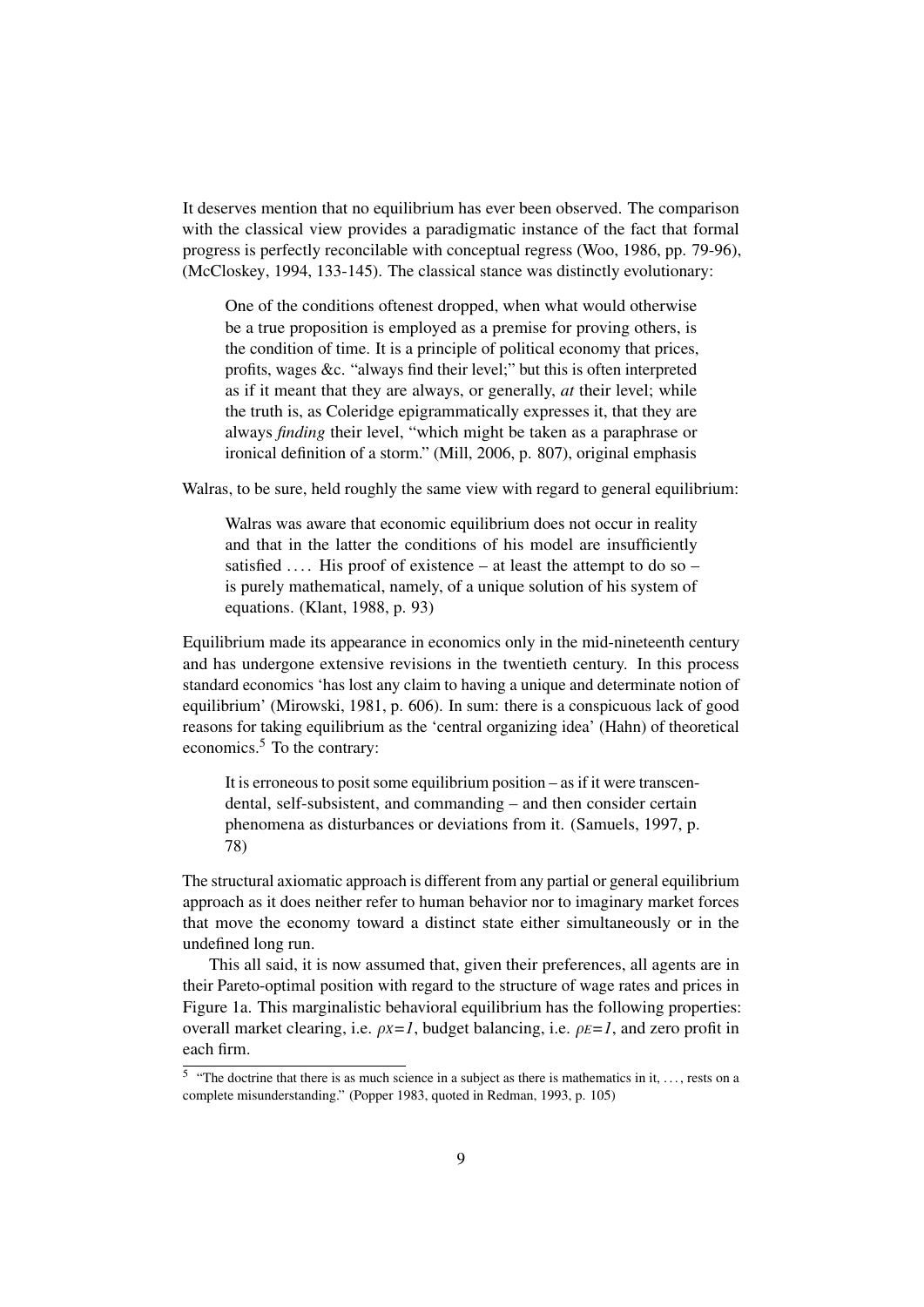It deserves mention that no equilibrium has ever been observed. The comparison with the classical view provides a paradigmatic instance of the fact that formal progress is perfectly reconcilable with conceptual regress (Woo, 1986, pp. 79-96), (McCloskey, 1994, 133-145). The classical stance was distinctly evolutionary:

> One of the conditions oftenest dropped, when what would otherwise be a true proposition is employed as a premise for proving others, is the condition of time. It is a principle of political economy that prices, profits, wages &c. "always find their level;" but this is often interpreted as if it meant that they are always, or generally, *at* their level; while the truth is, as Coleridge epigrammatically expresses it, that they are always *finding* their level, "which might be taken as a paraphrase or ironical definition of a storm." (Mill, 2006, p. 807), original emphasis

Walras, to be sure, held roughly the same view with regard to general equilibrium:

> Walras was aware that economic equilibrium does not occur in reality and that in the latter the conditions of his model are insufficiently satisfied .... His proof of existence – at least the attempt to do so – is purely mathematical, namely, of a unique solution of his system of equations. (Klant, 1988, p. 93)

Equilibrium made its appearance in economics only in the mid-nineteenth century and has undergone extensive revisions in the twentieth century. In this process standard economics 'has lost any claim to having a unique and determinate notion of equilibrium' (Mirowski, 1981, p. 606). In sum: there is a conspicuous lack of good reasons for taking equilibrium as the 'central organizing idea' (Hahn) of theoretical economics.[5] To the contrary:

> It is erroneous to posit some equilibrium position – as if it were transcendental, self-subsistent, and commanding – and then consider certain phenomena as disturbances or deviations from it. (Samuels, 1997, p. 78)

The structural axiomatic approach is different from any partial or general equilibrium approach as it does neither refer to human behavior nor to imaginary market forces that move the economy toward a distinct state either simultaneously or in the undefined long run.

This all said, it is now assumed that, given their preferences, all agents are in their Pareto-optimal position with regard to the structure of wage rates and prices in Figure 1a. This marginalistic behavioral equilibrium has the following properties: overall market clearing, i.e. $\rho_X=1$, budget balancing, i.e. $\rho_E=1$, and zero profit in each firm.

[5] "The doctrine that there is as much science in a subject as there is mathematics in it, ..., rests on a complete misunderstanding." (Popper 1983, quoted in Redman, 1993, p. 105)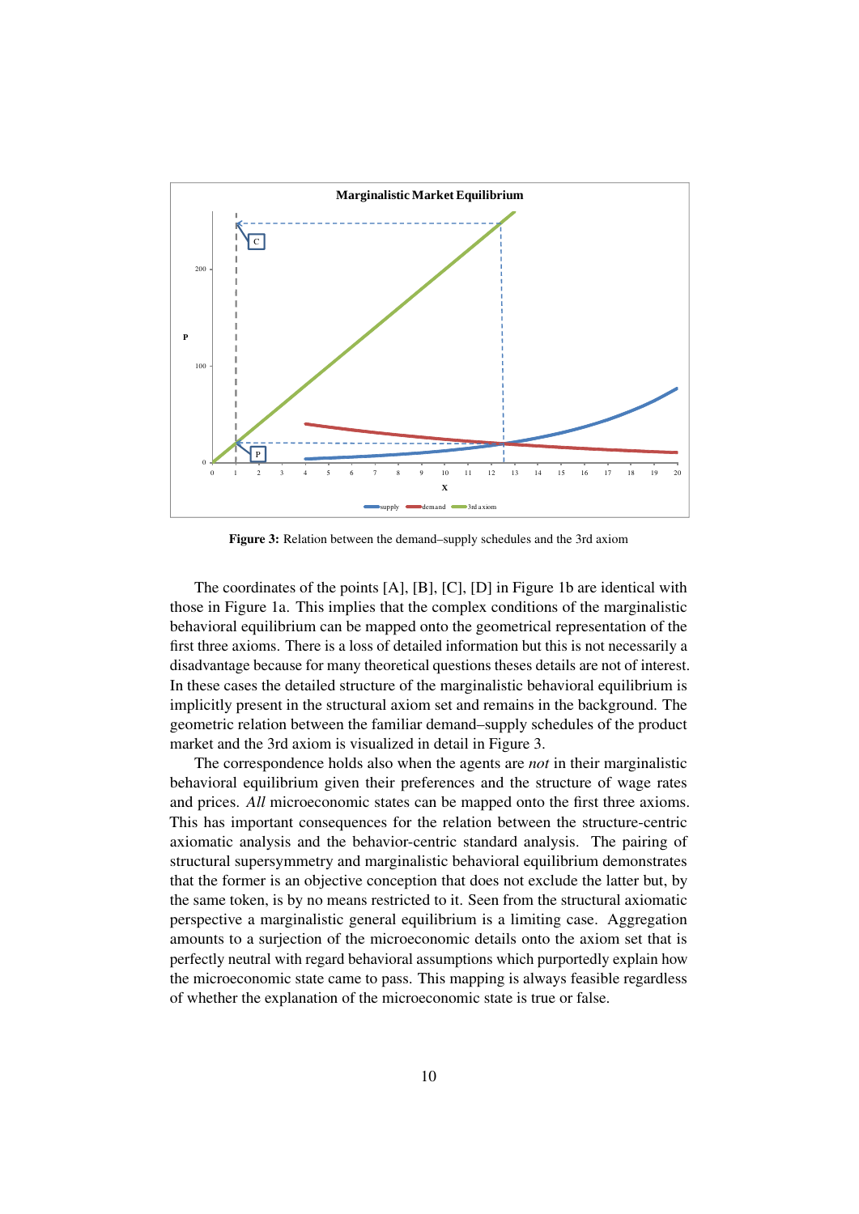**Figure 3:** Relation between the demand–supply schedules and the 3rd axiom

The coordinates of the points [A], [B], [C], [D] in Figure 1b are identical with those in Figure 1a. This implies that the complex conditions of the marginalistic behavioral equilibrium can be mapped onto the geometrical representation of the first three axioms. There is a loss of detailed information but this is not necessarily a disadvantage because for many theoretical questions theses details are not of interest. In these cases the detailed structure of the marginalistic behavioral equilibrium is implicitly present in the structural axiom set and remains in the background. The geometric relation between the familiar demand–supply schedules of the product market and the 3rd axiom is visualized in detail in Figure 3.

The correspondence holds also when the agents are *not* in their marginalistic behavioral equilibrium given their preferences and the structure of wage rates and prices. *All* microeconomic states can be mapped onto the first three axioms. This has important consequences for the relation between the structure-centric axiomatic analysis and the behavior-centric standard analysis. The pairing of structural supersymmetry and marginalistic behavioral equilibrium demonstrates that the former is an objective conception that does not exclude the latter but, by the same token, is by no means restricted to it. Seen from the structural axiomatic perspective a marginalistic general equilibrium is a limiting case. Aggregation amounts to a surjection of the microeconomic details onto the axiom set that is perfectly neutral with regard behavioral assumptions which purportedly explain how the microeconomic state came to pass. This mapping is always feasible regardless of whether the explanation of the microeconomic state is true or false.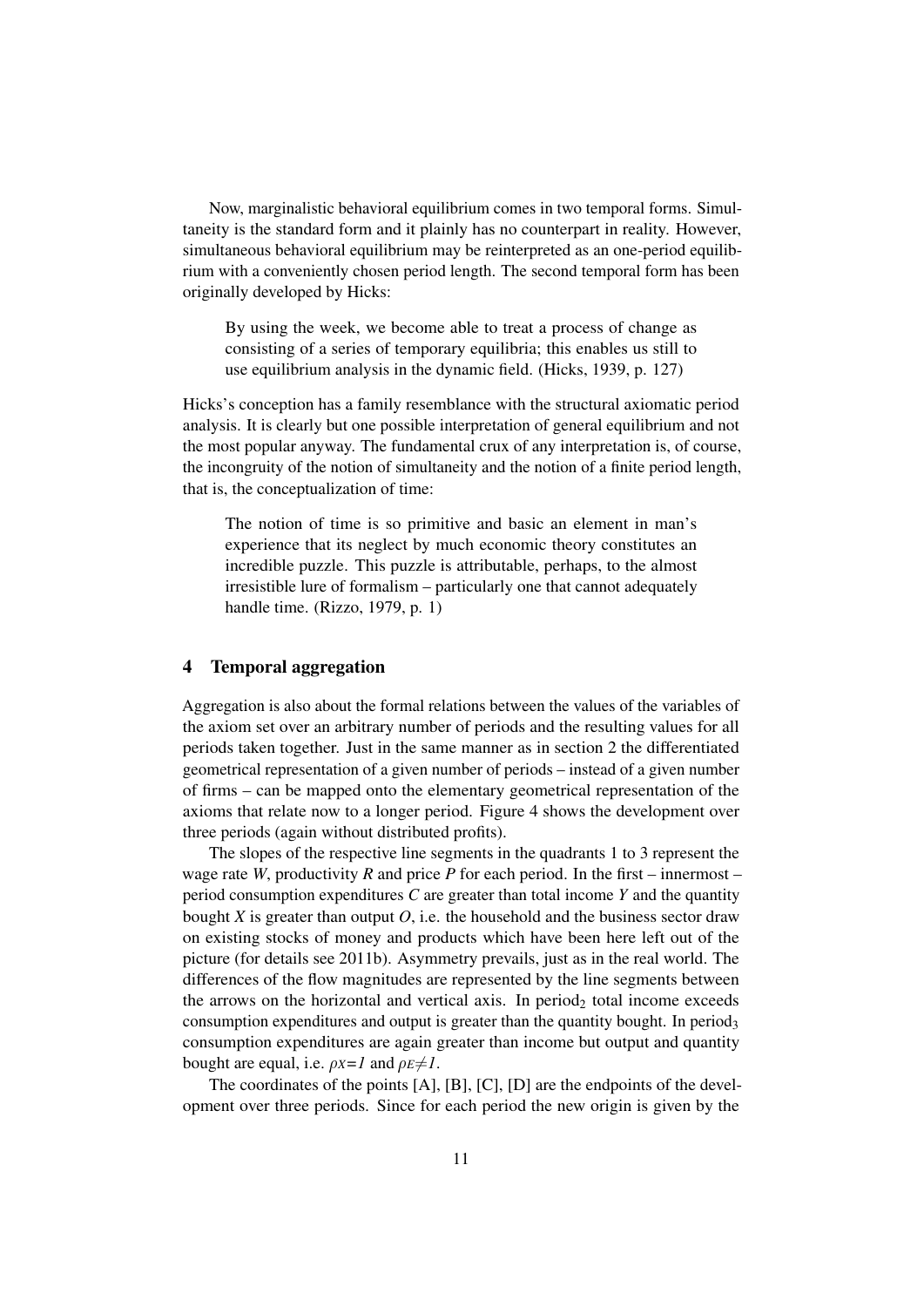Now, marginalistic behavioral equilibrium comes in two temporal forms. Simultaneity is the standard form and it plainly has no counterpart in reality. However, simultaneous behavioral equilibrium may be reinterpreted as an one-period equilibrium with a conveniently chosen period length. The second temporal form has been originally developed by Hicks:

> By using the week, we become able to treat a process of change as consisting of a series of temporary equilibria; this enables us still to use equilibrium analysis in the dynamic field. (Hicks, 1939, p. 127)

Hicks's conception has a family resemblance with the structural axiomatic period analysis. It is clearly but one possible interpretation of general equilibrium and not the most popular anyway. The fundamental crux of any interpretation is, of course, the incongruity of the notion of simultaneity and the notion of a finite period length, that is, the conceptualization of time:

> The notion of time is so primitive and basic an element in man's experience that its neglect by much economic theory constitutes an incredible puzzle. This puzzle is attributable, perhaps, to the almost irresistible lure of formalism – particularly one that cannot adequately handle time. (Rizzo, 1979, p. 1)

## 4 Temporal aggregation

Aggregation is also about the formal relations between the values of the variables of the axiom set over an arbitrary number of periods and the resulting values for all periods taken together. Just in the same manner as in section 2 the differentiated geometrical representation of a given number of periods – instead of a given number of firms – can be mapped onto the elementary geometrical representation of the axioms that relate now to a longer period. Figure 4 shows the development over three periods (again without distributed profits).

The slopes of the respective line segments in the quadrants 1 to 3 represent the wage rate *W*, productivity *R* and price *P* for each period. In the first – innermost – period consumption expenditures *C* are greater than total income *Y* and the quantity bought *X* is greater than output *O*, i.e. the household and the business sector draw on existing stocks of money and products which have been here left out of the picture (for details see 2011b). Asymmetry prevails, just as in the real world. The differences of the flow magnitudes are represented by the line segments between the arrows on the horizontal and vertical axis. In period$_2$ total income exceeds consumption expenditures and output is greater than the quantity bought. In period$_3$ consumption expenditures are again greater than income but output and quantity bought are equal, i.e. $\rho_X = 1$ and $\rho_E \neq 1$.

The coordinates of the points [A], [B], [C], [D] are the endpoints of the development over three periods. Since for each period the new origin is given by the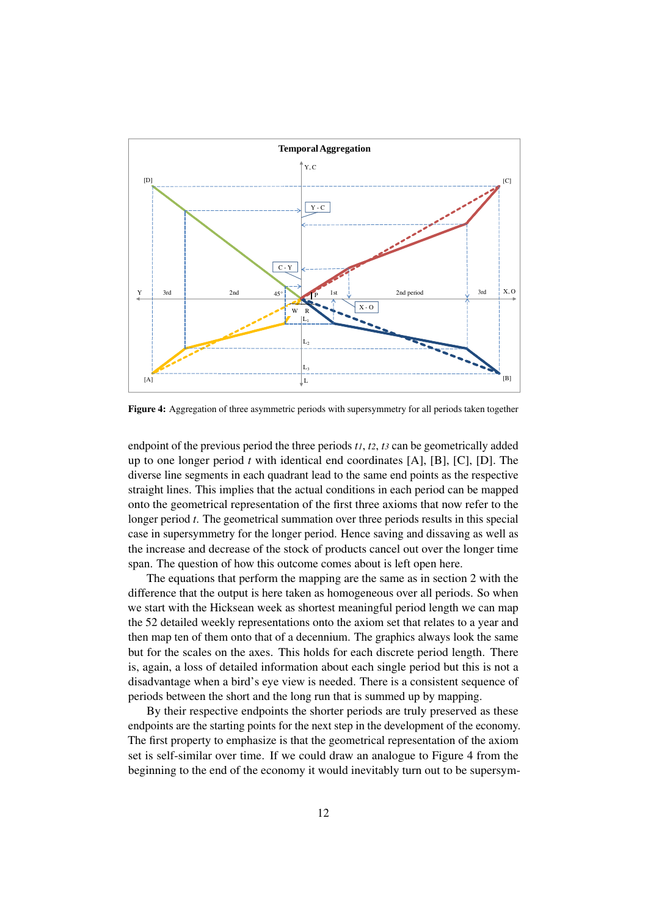**Figure 4:** Aggregation of three asymmetric periods with supersymmetry for all periods taken together

endpoint of the previous period the three periods $t_1$, $t_2$, $t_3$ can be geometrically added up to one longer period $t$ with identical end coordinates [A], [B], [C], [D]. The diverse line segments in each quadrant lead to the same end points as the respective straight lines. This implies that the actual conditions in each period can be mapped onto the geometrical representation of the first three axioms that now refer to the longer period $t$. The geometrical summation over three periods results in this special case in supersymmetry for the longer period. Hence saving and dissaving as well as the increase and decrease of the stock of products cancel out over the longer time span. The question of how this outcome comes about is left open here.

The equations that perform the mapping are the same as in section 2 with the difference that the output is here taken as homogeneous over all periods. So when we start with the Hicksean week as shortest meaningful period length we can map the 52 detailed weekly representations onto the axiom set that relates to a year and then map ten of them onto that of a decennium. The graphics always look the same but for the scales on the axes. This holds for each discrete period length. There is, again, a loss of detailed information about each single period but this is not a disadvantage when a bird's eye view is needed. There is a consistent sequence of periods between the short and the long run that is summed up by mapping.

By their respective endpoints the shorter periods are truly preserved as these endpoints are the starting points for the next step in the development of the economy. The first property to emphasize is that the geometrical representation of the axiom set is self-similar over time. If we could draw an analogue to Figure 4 from the beginning to the end of the economy it would inevitably turn out to be supersym-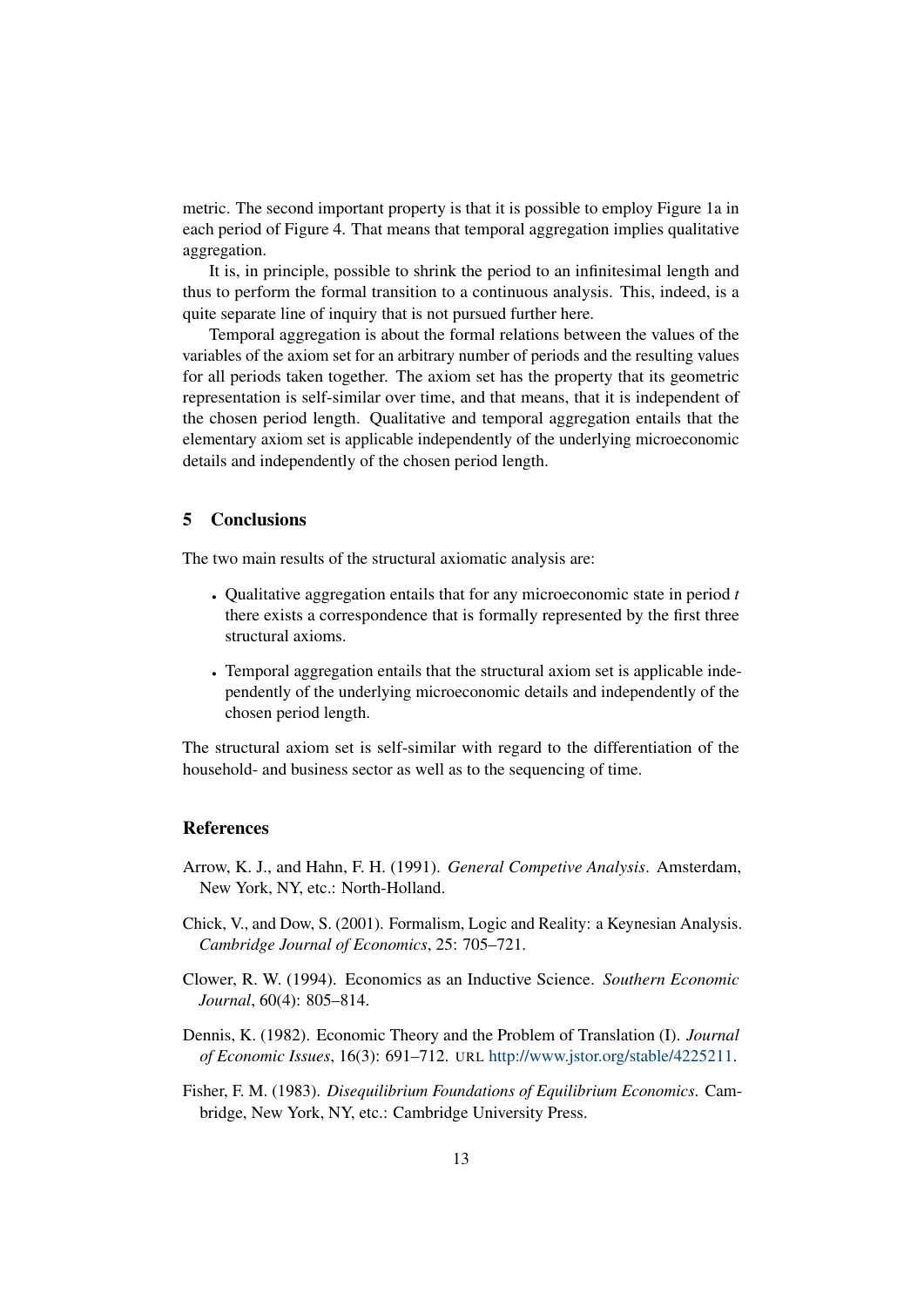metric. The second important property is that it is possible to employ Figure 1a in each period of Figure 4. That means that temporal aggregation implies qualitative aggregation.

It is, in principle, possible to shrink the period to an infinitesimal length and thus to perform the formal transition to a continuous analysis. This, indeed, is a quite separate line of inquiry that is not pursued further here.

Temporal aggregation is about the formal relations between the values of the variables of the axiom set for an arbitrary number of periods and the resulting values for all periods taken together. The axiom set has the property that its geometric representation is self-similar over time, and that means, that it is independent of the chosen period length. Qualitative and temporal aggregation entails that the elementary axiom set is applicable independently of the underlying microeconomic details and independently of the chosen period length.

## 5 Conclusions

The two main results of the structural axiomatic analysis are:

- Qualitative aggregation entails that for any microeconomic state in period $t$ there exists a correspondence that is formally represented by the first three structural axioms.
- Temporal aggregation entails that the structural axiom set is applicable independently of the underlying microeconomic details and independently of the chosen period length.

The structural axiom set is self-similar with regard to the differentiation of the household- and business sector as well as to the sequencing of time.

## References

Arrow, K. J., and Hahn, F. H. (1991). *General Competive Analysis*. Amsterdam, New York, NY, etc.: North-Holland.

Chick, V., and Dow, S. (2001). Formalism, Logic and Reality: a Keynesian Analysis. *Cambridge Journal of Economics*, 25: 705–721.

Clower, R. W. (1994). Economics as an Inductive Science. *Southern Economic Journal*, 60(4): 805–814.

Dennis, K. (1982). Economic Theory and the Problem of Translation (I). *Journal of Economic Issues*, 16(3): 691–712. URL http://www.jstor.org/stable/4225211.

Fisher, F. M. (1983). *Disequilibrium Foundations of Equilibrium Economics*. Cambridge, New York, NY, etc.: Cambridge University Press.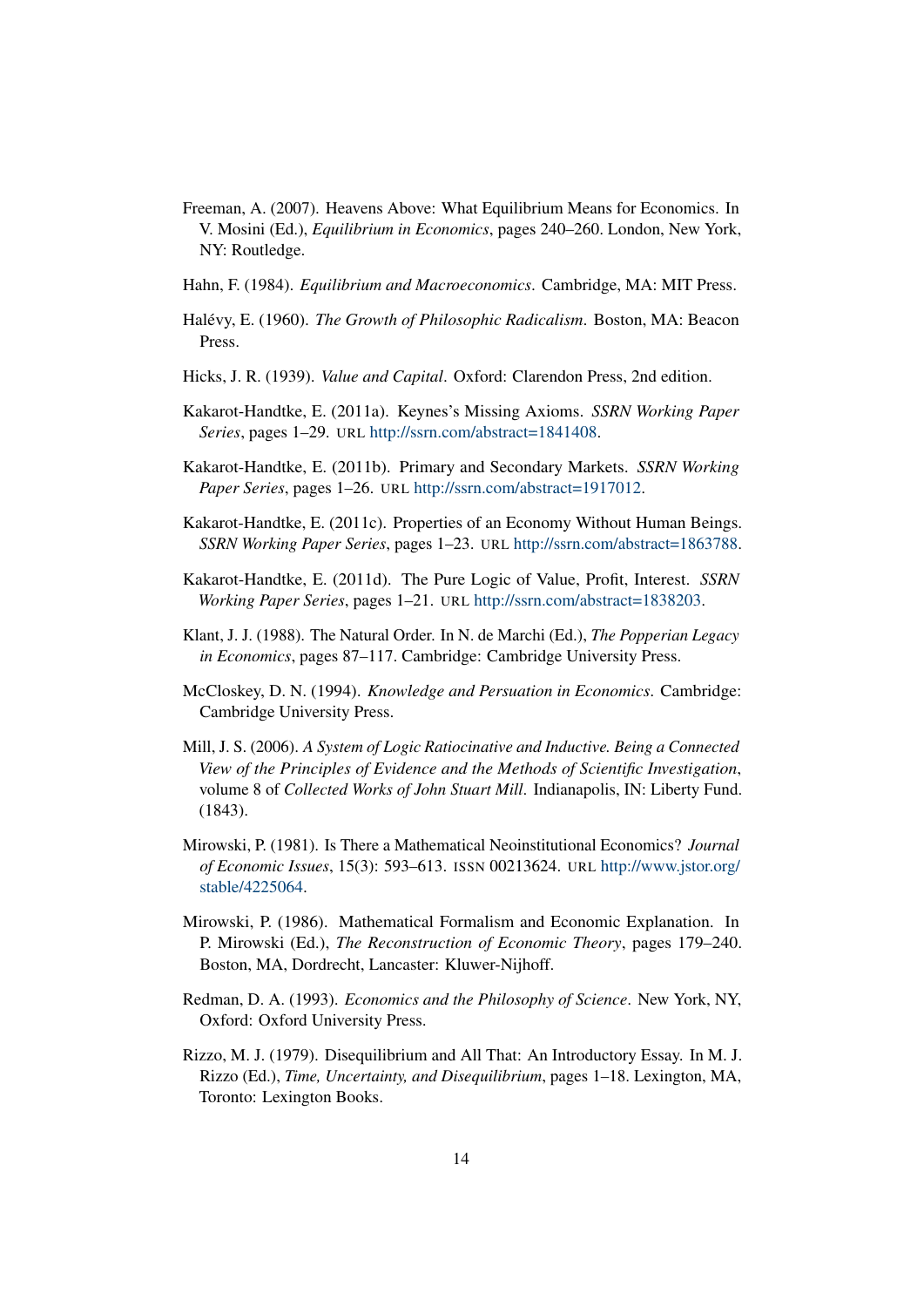Freeman, A. (2007). Heavens Above: What Equilibrium Means for Economics. In V. Mosini (Ed.), *Equilibrium in Economics*, pages 240–260. London, New York, NY: Routledge.

Hahn, F. (1984). *Equilibrium and Macroeconomics*. Cambridge, MA: MIT Press.

Halévy, E. (1960). *The Growth of Philosophic Radicalism*. Boston, MA: Beacon Press.

Hicks, J. R. (1939). *Value and Capital*. Oxford: Clarendon Press, 2nd edition.

Kakarot-Handtke, E. (2011a). Keynes's Missing Axioms. *SSRN Working Paper Series*, pages 1–29. URL http://ssrn.com/abstract=1841408.

Kakarot-Handtke, E. (2011b). Primary and Secondary Markets. *SSRN Working Paper Series*, pages 1–26. URL http://ssrn.com/abstract=1917012.

Kakarot-Handtke, E. (2011c). Properties of an Economy Without Human Beings. *SSRN Working Paper Series*, pages 1–23. URL http://ssrn.com/abstract=1863788.

Kakarot-Handtke, E. (2011d). The Pure Logic of Value, Profit, Interest. *SSRN Working Paper Series*, pages 1–21. URL http://ssrn.com/abstract=1838203.

Klant, J. J. (1988). The Natural Order. In N. de Marchi (Ed.), *The Popperian Legacy in Economics*, pages 87–117. Cambridge: Cambridge University Press.

McCloskey, D. N. (1994). *Knowledge and Persuasion in Economics*. Cambridge: Cambridge University Press.

Mill, J. S. (2006). *A System of Logic Ratiocinative and Inductive. Being a Connected View of the Principles of Evidence and the Methods of Scientific Investigation*, volume 8 of *Collected Works of John Stuart Mill*. Indianapolis, IN: Liberty Fund. (1843).

Mirowski, P. (1981). Is There a Mathematical Neoinstitutional Economics? *Journal of Economic Issues*, 15(3): 593–613. ISSN 00213624. URL http://www.jstor.org/stable/4225064.

Mirowski, P. (1986). Mathematical Formalism and Economic Explanation. In P. Mirowski (Ed.), *The Reconstruction of Economic Theory*, pages 179–240. Boston, MA, Dordrecht, Lancaster: Kluwer-Nijhoff.

Redman, D. A. (1993). *Economics and the Philosophy of Science*. New York, NY, Oxford: Oxford University Press.

Rizzo, M. J. (1979). Disequilibrium and All That: An Introductory Essay. In M. J. Rizzo (Ed.), *Time, Uncertainty, and Disequilibrium*, pages 1–18. Lexington, MA, Toronto: Lexington Books.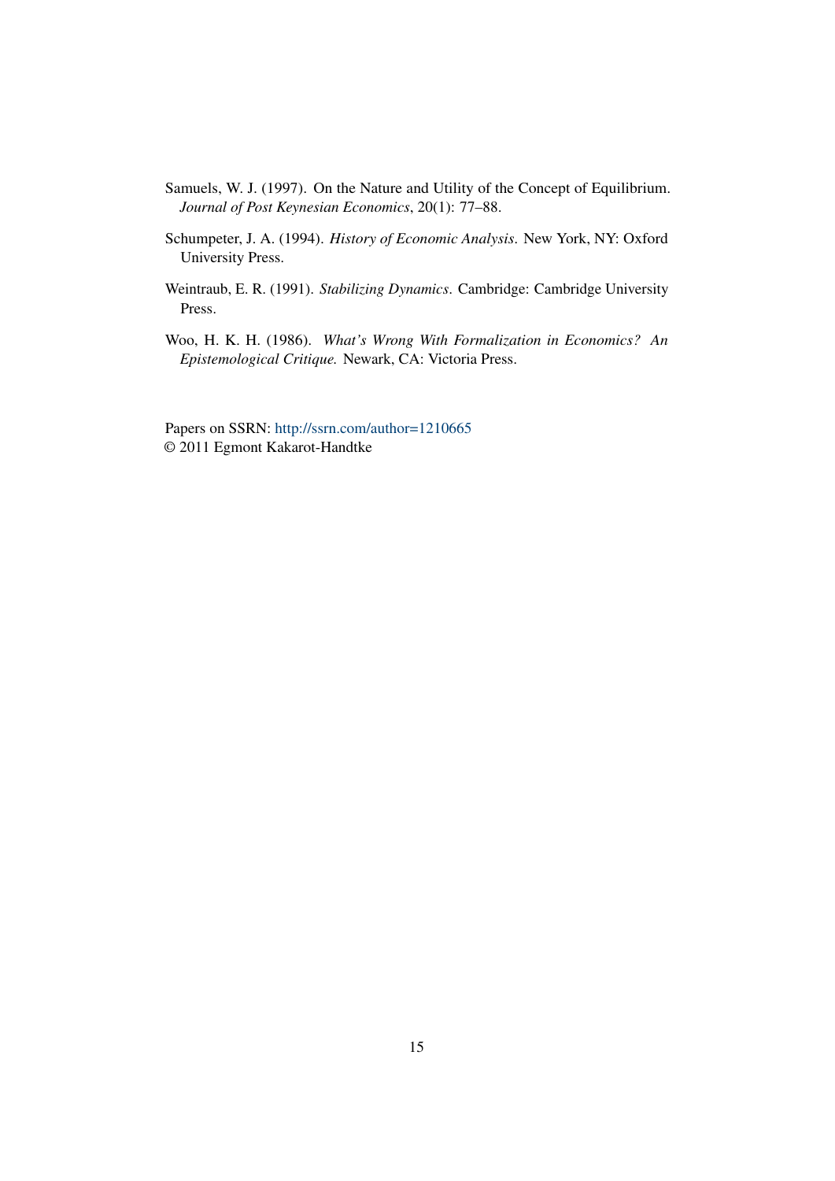Samuels, W. J. (1997). On the Nature and Utility of the Concept of Equilibrium. *Journal of Post Keynesian Economics*, 20(1): 77–88.

Schumpeter, J. A. (1994). *History of Economic Analysis*. New York, NY: Oxford University Press.

Weintraub, E. R. (1991). *Stabilizing Dynamics*. Cambridge: Cambridge University Press.

Woo, H. K. H. (1986). *What's Wrong With Formalization in Economics? An Epistemological Critique.* Newark, CA: Victoria Press.

Papers on SSRN: http://ssrn.com/author=1210665
© 2011 Egmont Kakarot-Handtke